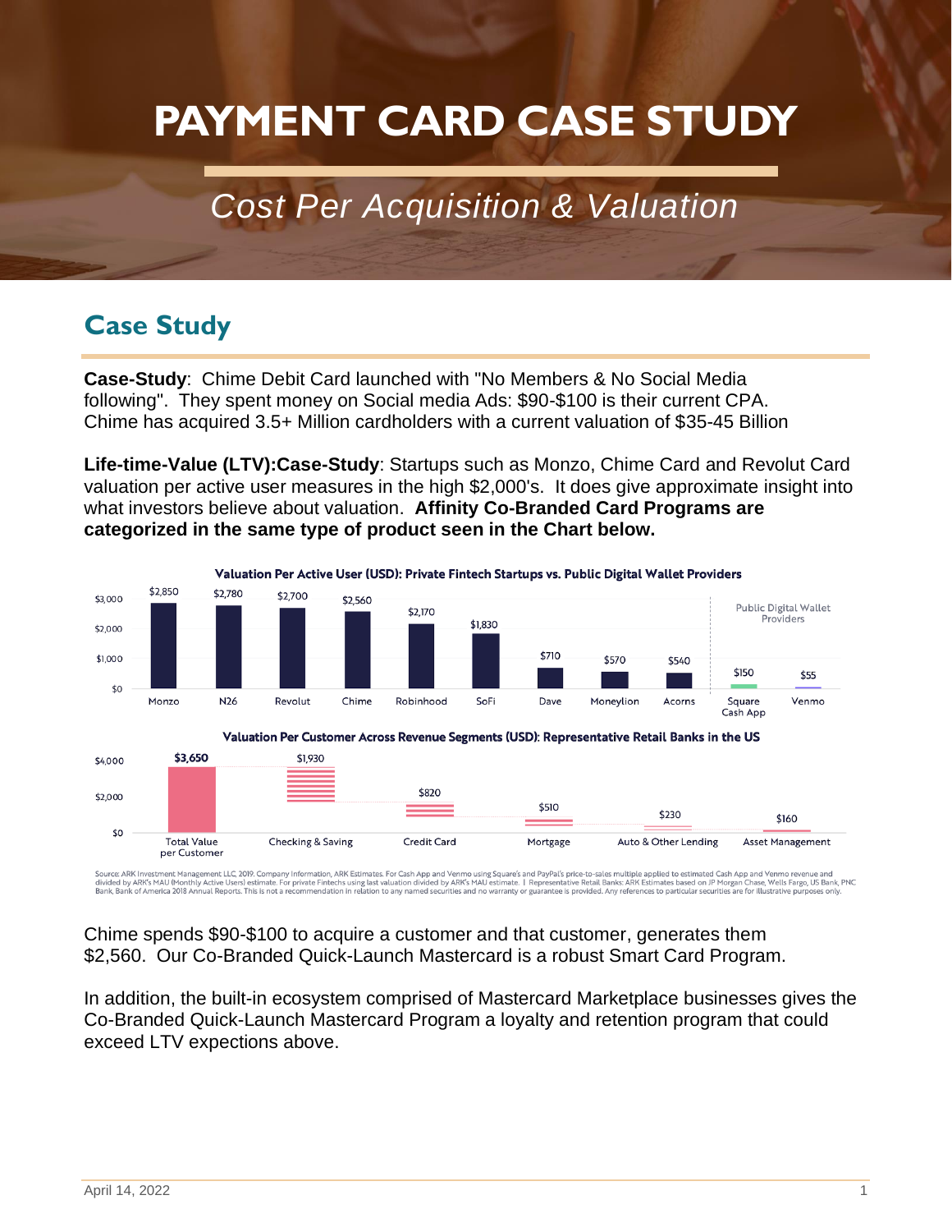# PAYMENT CARD CASE STUDY

## *Cost Per Acquisition & Valuation*

## Case Study

**Case-Study**: Chime Debit Card launched with "No Members & No Social Media following". They spent money on Social media Ads: $90-$100 is their current CPA. Chime has acquired 3.5+ Million cardholders with a current valuation of $35-45 Billion

**Life-time-Value (LTV):Case-Study**: Startups such as Monzo, Chime Card and Revolut Card valuation per active user measures in the high $2,000's. It does give approximate insight into what investors believe about valuation. **Affinity Co-Branded Card Programs are categorized in the same type of product seen in the Chart below.**

**Valuation Per Active User (USD): Private Fintech Startups vs. Public Digital Wallet Providers**

| Monzo | N26 | Revolut | Chime | Robinhood | SoFi | Dave | Moneylion | Acorns | Square Cash App | Venmo |
|---|---|---|---|---|---|---|---|---|---|---|
| $2,850 | $2,780 | $2,700 | $2,560 | $2,170 | $1,830 | $710 | $570 | $540 | $150 | $55 |

Square Cash App and Venmo: Public Digital Wallet Providers

**Valuation Per Customer Across Revenue Segments (USD): Representative Retail Banks in the US**

| Total Value per Customer | Checking & Saving | Credit Card | Mortgage | Auto & Other Lending | Asset Management |
|---|---|---|---|---|---|
| $3,650 | $1,930 | $820 | $510 | $230 | $160 |

Source: ARK Investment Management LLC, 2019. Company Information, ARK Estimates. For Cash App and Venmo using Square's and PayPal's price-to-sales multiple applied to estimated Cash App and Venmo revenue and divided by ARK's MAU (Monthly Active Users) estimate. For private Fintechs using last valuation divided by ARK's MAU estimate. | Representative Retail Banks: ARK Estimates based on JP Morgan Chase, Wells Fargo, US Bank, PNC Bank, Bank of America 2018 Annual Reports. This is not a recommendation in relation to any named securities and no warranty or guarantee is provided. Any references to particular securities are for illustrative purposes only.

Chime spends $90-$100 to acquire a customer and that customer, generates them $2,560. Our Co-Branded Quick-Launch Mastercard is a robust Smart Card Program.

In addition, the built-in ecosystem comprised of Mastercard Marketplace businesses gives the Co-Branded Quick-Launch Mastercard Program a loyalty and retention program that could exceed LTV expectations above.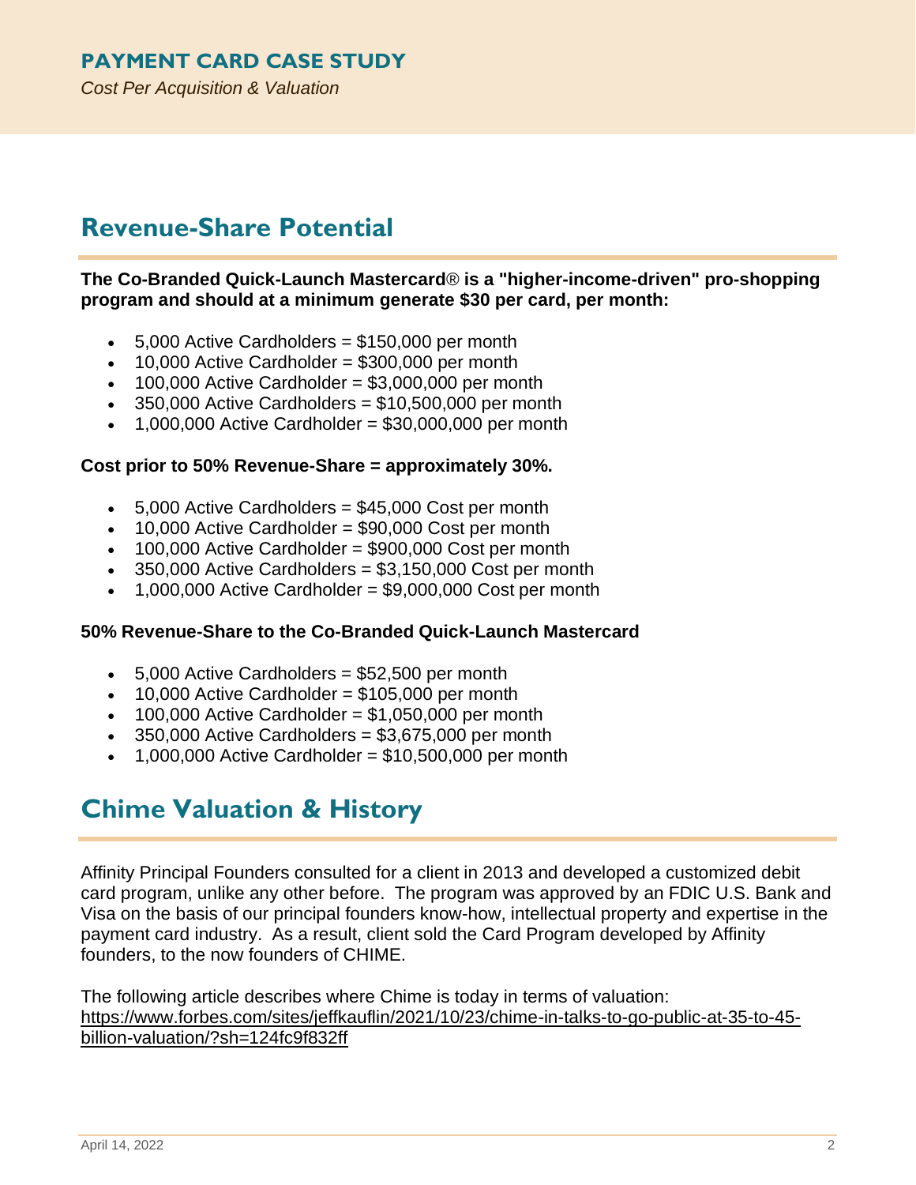# PAYMENT CARD CASE STUDY

*Cost Per Acquisition & Valuation*

## Revenue-Share Potential

**The Co-Branded Quick-Launch Mastercard® is a "higher-income-driven" pro-shopping program and should at a minimum generate $30 per card, per month:**

- 5,000 Active Cardholders = $150,000 per month
- 10,000 Active Cardholder = $300,000 per month
- 100,000 Active Cardholder = $3,000,000 per month
- 350,000 Active Cardholders = $10,500,000 per month
- 1,000,000 Active Cardholder = $30,000,000 per month

**Cost prior to 50% Revenue-Share = approximately 30%.**

- 5,000 Active Cardholders = $45,000 Cost per month
- 10,000 Active Cardholder = $90,000 Cost per month
- 100,000 Active Cardholder = $900,000 Cost per month
- 350,000 Active Cardholders = $3,150,000 Cost per month
- 1,000,000 Active Cardholder = $9,000,000 Cost per month

**50% Revenue-Share to the Co-Branded Quick-Launch Mastercard**

- 5,000 Active Cardholders = $52,500 per month
- 10,000 Active Cardholder = $105,000 per month
- 100,000 Active Cardholder = $1,050,000 per month
- 350,000 Active Cardholders = $3,675,000 per month
- 1,000,000 Active Cardholder = $10,500,000 per month

## Chime Valuation & History

Affinity Principal Founders consulted for a client in 2013 and developed a customized debit card program, unlike any other before. The program was approved by an FDIC U.S. Bank and Visa on the basis of our principal founders know-how, intellectual property and expertise in the payment card industry. As a result, client sold the Card Program developed by Affinity founders, to the now founders of CHIME.

The following article describes where Chime is today in terms of valuation: https://www.forbes.com/sites/jeffkauflin/2021/10/23/chime-in-talks-to-go-public-at-35-to-45-billion-valuation/?sh=124fc9f832ff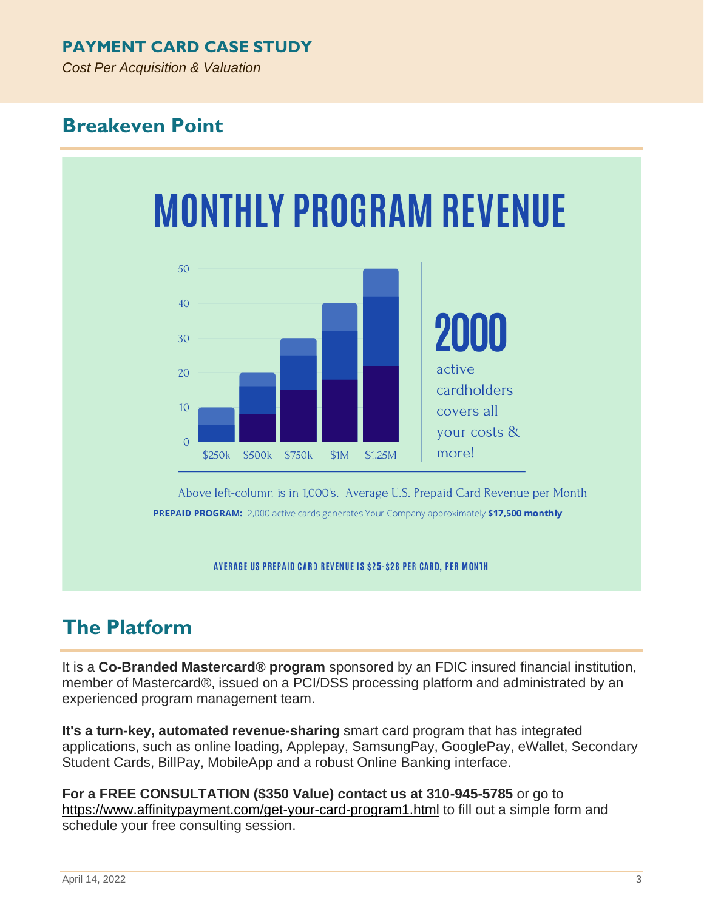## Breakeven Point

# MONTHLY PROGRAM REVENUE

50
40
30
20
10
0

$250k $500k $750k $1M $1.25M

**2000**

active cardholders covers all your costs & more!

Above left-column is in 1,000's. Average U.S. Prepaid Card Revenue per Month

**PREPAID PROGRAM:** 2,000 active cards generates Your Company approximately **$17,500 monthly**

**AVERAGE US PREPAID CARD REVENUE IS $25-$28 PER CARD, PER MONTH**

## The Platform

It is a **Co-Branded Mastercard® program** sponsored by an FDIC insured financial institution, member of Mastercard®, issued on a PCI/DSS processing platform and administrated by an experienced program management team.

**It's a turn-key, automated revenue-sharing** smart card program that has integrated applications, such as online loading, Applepay, SamsungPay, GooglePay, eWallet, Secondary Student Cards, BillPay, MobileApp and a robust Online Banking interface.

**For a FREE CONSULTATION ($350 Value) contact us at 310-945-5785** or go to https://www.affinitypayment.com/get-your-card-program1.html to fill out a simple form and schedule your free consulting session.